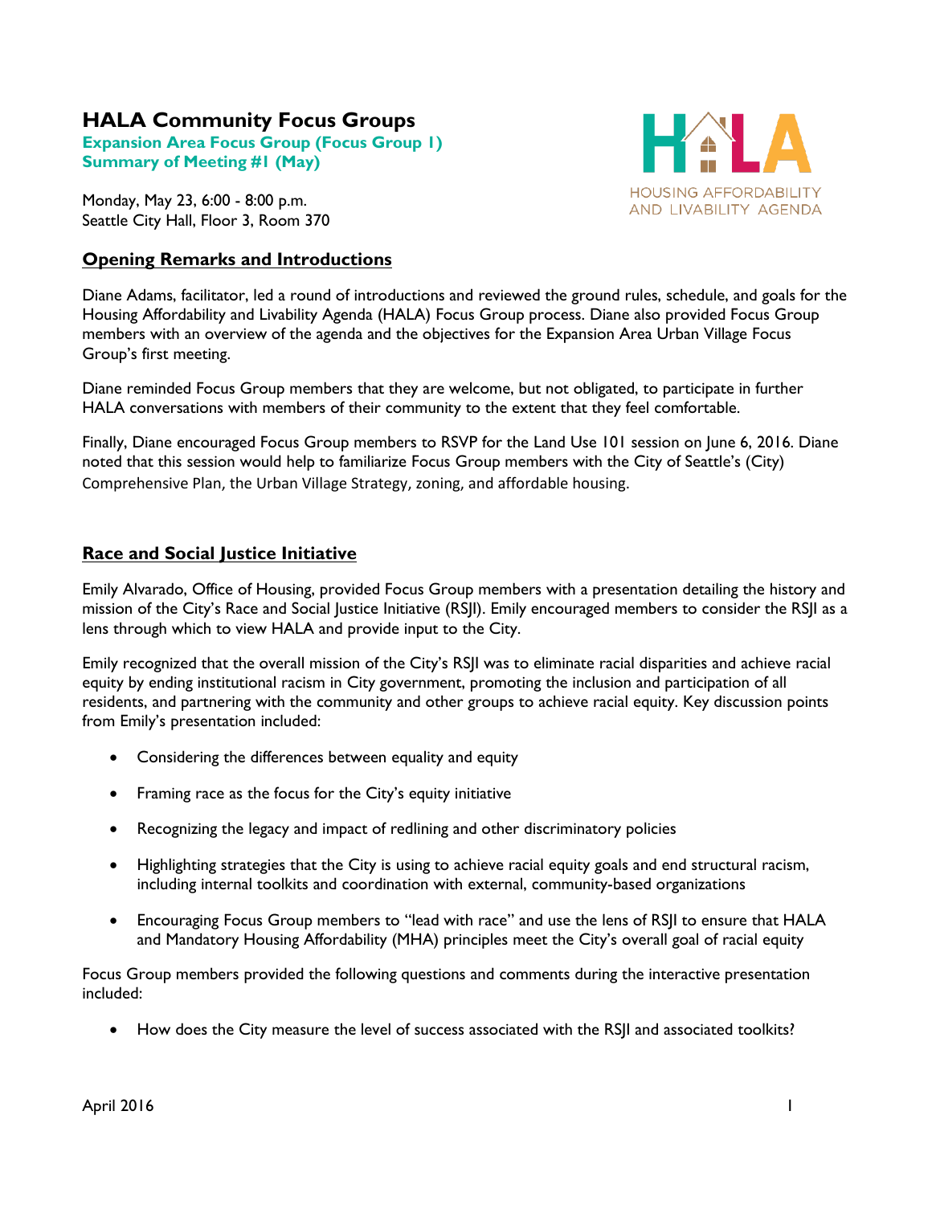# HALA Community Focus Groups

**Expansion Area Focus Group (Focus Group 1)**
**Summary of Meeting #1 (May)**

HOUSING AFFORDABILITY AND LIVABILITY AGENDA

Monday, May 23, 6:00 - 8:00 p.m.
Seattle City Hall, Floor 3, Room 370

## Opening Remarks and Introductions

Diane Adams, facilitator, led a round of introductions and reviewed the ground rules, schedule, and goals for the Housing Affordability and Livability Agenda (HALA) Focus Group process. Diane also provided Focus Group members with an overview of the agenda and the objectives for the Expansion Area Urban Village Focus Group's first meeting.

Diane reminded Focus Group members that they are welcome, but not obligated, to participate in further HALA conversations with members of their community to the extent that they feel comfortable.

Finally, Diane encouraged Focus Group members to RSVP for the Land Use 101 session on June 6, 2016. Diane noted that this session would help to familiarize Focus Group members with the City of Seattle's (City) Comprehensive Plan, the Urban Village Strategy, zoning, and affordable housing.

## Race and Social Justice Initiative

Emily Alvarado, Office of Housing, provided Focus Group members with a presentation detailing the history and mission of the City's Race and Social Justice Initiative (RSJI). Emily encouraged members to consider the RSJI as a lens through which to view HALA and provide input to the City.

Emily recognized that the overall mission of the City's RSJI was to eliminate racial disparities and achieve racial equity by ending institutional racism in City government, promoting the inclusion and participation of all residents, and partnering with the community and other groups to achieve racial equity. Key discussion points from Emily's presentation included:

- Considering the differences between equality and equity
- Framing race as the focus for the City's equity initiative
- Recognizing the legacy and impact of redlining and other discriminatory policies
- Highlighting strategies that the City is using to achieve racial equity goals and end structural racism, including internal toolkits and coordination with external, community-based organizations
- Encouraging Focus Group members to "lead with race" and use the lens of RSJI to ensure that HALA and Mandatory Housing Affordability (MHA) principles meet the City's overall goal of racial equity

Focus Group members provided the following questions and comments during the interactive presentation included:

- How does the City measure the level of success associated with the RSJI and associated toolkits?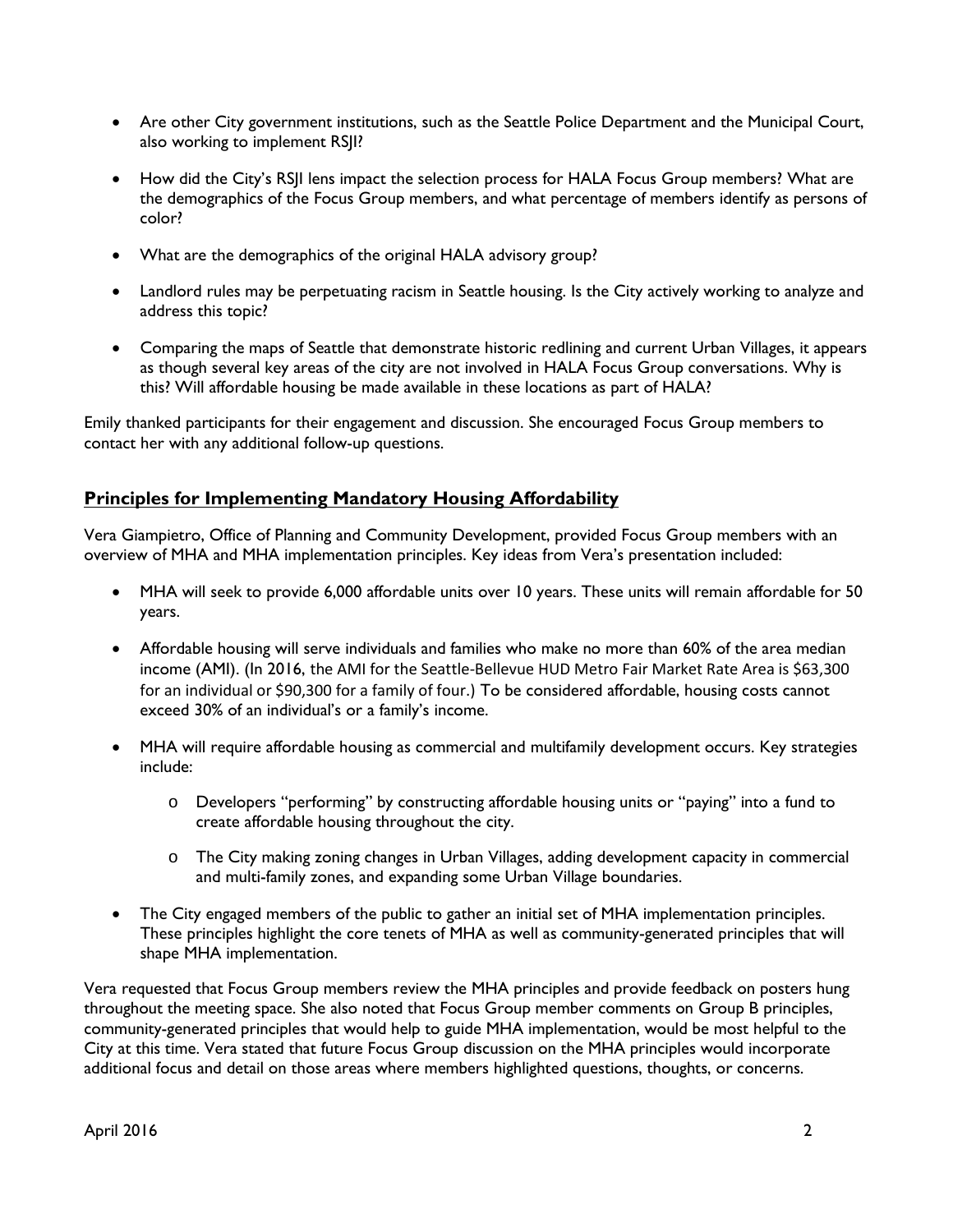- Are other City government institutions, such as the Seattle Police Department and the Municipal Court, also working to implement RSJI?
- How did the City's RSJI lens impact the selection process for HALA Focus Group members? What are the demographics of the Focus Group members, and what percentage of members identify as persons of color?
- What are the demographics of the original HALA advisory group?
- Landlord rules may be perpetuating racism in Seattle housing. Is the City actively working to analyze and address this topic?
- Comparing the maps of Seattle that demonstrate historic redlining and current Urban Villages, it appears as though several key areas of the city are not involved in HALA Focus Group conversations. Why is this? Will affordable housing be made available in these locations as part of HALA?

Emily thanked participants for their engagement and discussion. She encouraged Focus Group members to contact her with any additional follow-up questions.

## Principles for Implementing Mandatory Housing Affordability

Vera Giampietro, Office of Planning and Community Development, provided Focus Group members with an overview of MHA and MHA implementation principles. Key ideas from Vera's presentation included:

- MHA will seek to provide 6,000 affordable units over 10 years. These units will remain affordable for 50 years.
- Affordable housing will serve individuals and families who make no more than 60% of the area median income (AMI). (In 2016, the AMI for the Seattle-Bellevue HUD Metro Fair Market Rate Area is $63,300 for an individual or $90,300 for a family of four.) To be considered affordable, housing costs cannot exceed 30% of an individual's or a family's income.
- MHA will require affordable housing as commercial and multifamily development occurs. Key strategies include:
  - Developers "performing" by constructing affordable housing units or "paying" into a fund to create affordable housing throughout the city.
  - The City making zoning changes in Urban Villages, adding development capacity in commercial and multi-family zones, and expanding some Urban Village boundaries.
- The City engaged members of the public to gather an initial set of MHA implementation principles. These principles highlight the core tenets of MHA as well as community-generated principles that will shape MHA implementation.

Vera requested that Focus Group members review the MHA principles and provide feedback on posters hung throughout the meeting space. She also noted that Focus Group member comments on Group B principles, community-generated principles that would help to guide MHA implementation, would be most helpful to the City at this time. Vera stated that future Focus Group discussion on the MHA principles would incorporate additional focus and detail on those areas where members highlighted questions, thoughts, or concerns.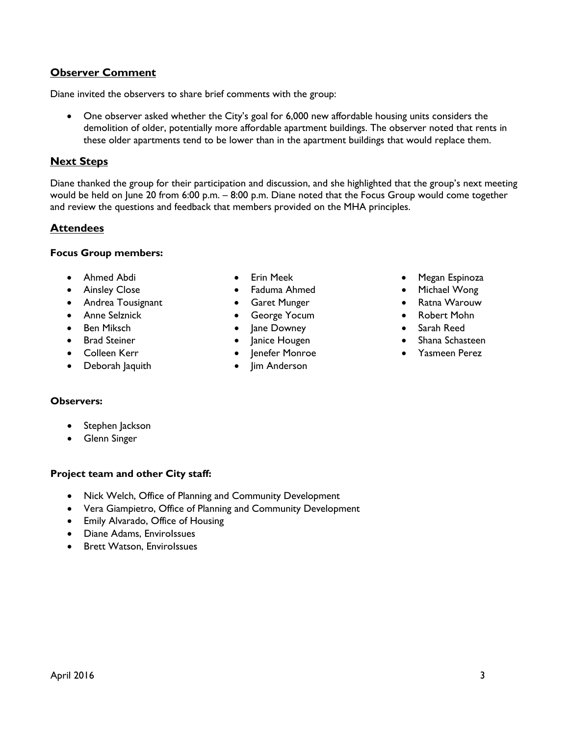## Observer Comment

Diane invited the observers to share brief comments with the group:

- One observer asked whether the City's goal for 6,000 new affordable housing units considers the demolition of older, potentially more affordable apartment buildings. The observer noted that rents in these older apartments tend to be lower than in the apartment buildings that would replace them.

## Next Steps

Diane thanked the group for their participation and discussion, and she highlighted that the group's next meeting would be held on June 20 from 6:00 p.m. – 8:00 p.m. Diane noted that the Focus Group would come together and review the questions and feedback that members provided on the MHA principles.

## Attendees

**Focus Group members:**

- Ahmed Abdi
- Ainsley Close
- Andrea Tousignant
- Anne Selznick
- Ben Miksch
- Brad Steiner
- Colleen Kerr
- Deborah Jaquith
- Erin Meek
- Faduma Ahmed
- Garet Munger
- George Yocum
- Jane Downey
- Janice Hougen
- Jenefer Monroe
- Jim Anderson
- Megan Espinoza
- Michael Wong
- Ratna Warouw
- Robert Mohn
- Sarah Reed
- Shana Schasteen
- Yasmeen Perez

**Observers:**

- Stephen Jackson
- Glenn Singer

**Project team and other City staff:**

- Nick Welch, Office of Planning and Community Development
- Vera Giampietro, Office of Planning and Community Development
- Emily Alvarado, Office of Housing
- Diane Adams, EnviroIssues
- Brett Watson, EnviroIssues

April 2016